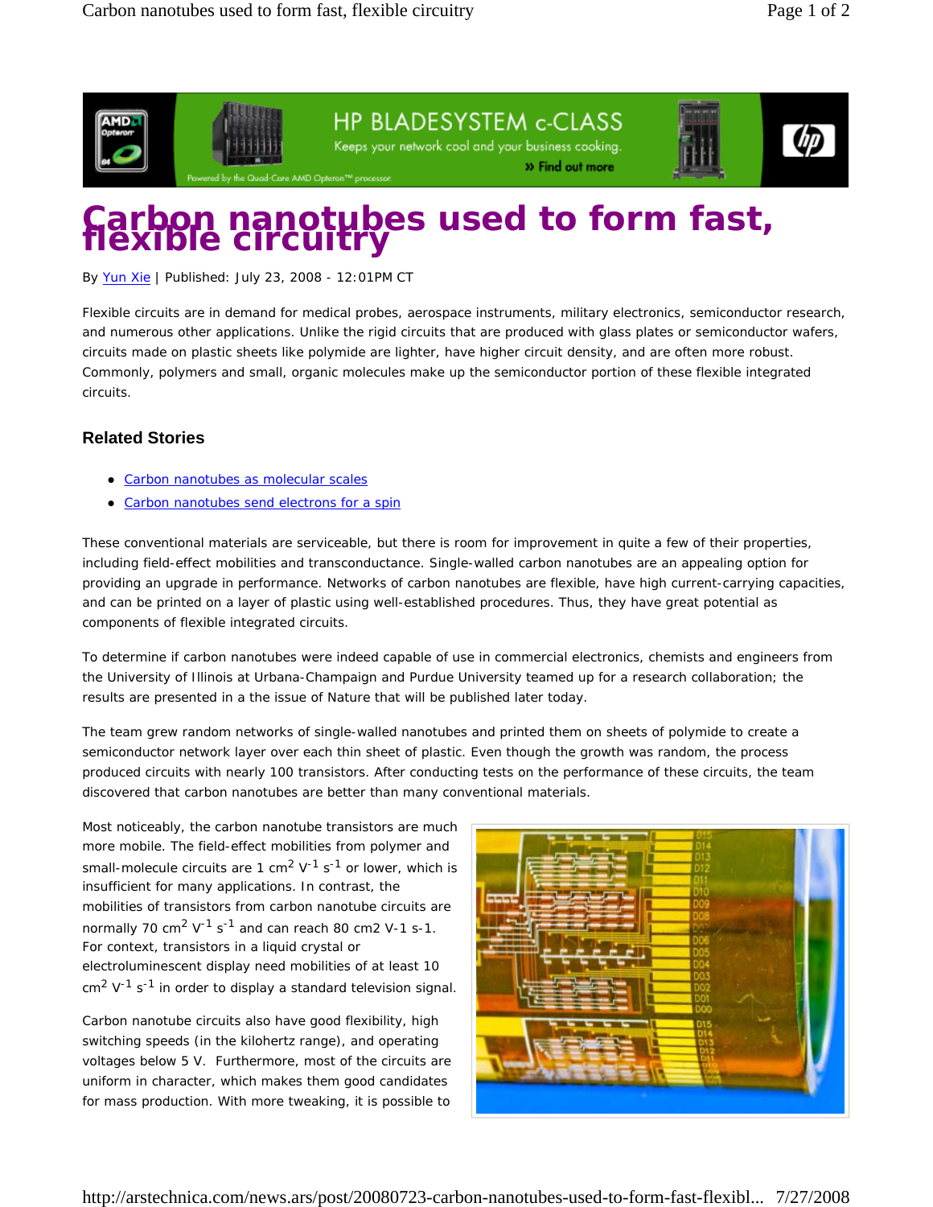# Carbon nanotubes used to form fast, flexible circuitry

By Yun Xie | Published: July 23, 2008 - 12:01PM CT

Flexible circuits are in demand for medical probes, aerospace instruments, military electronics, semiconductor research, and numerous other applications. Unlike the rigid circuits that are produced with glass plates or semiconductor wafers, circuits made on plastic sheets like polymide are lighter, have higher circuit density, and are often more robust. Commonly, polymers and small, organic molecules make up the semiconductor portion of these flexible integrated circuits.

### Related Stories

- Carbon nanotubes as molecular scales
- Carbon nanotubes send electrons for a spin

These conventional materials are serviceable, but there is room for improvement in quite a few of their properties, including field-effect mobilities and transconductance. Single-walled carbon nanotubes are an appealing option for providing an upgrade in performance. Networks of carbon nanotubes are flexible, have high current-carrying capacities, and can be printed on a layer of plastic using well-established procedures. Thus, they have great potential as components of flexible integrated circuits.

To determine if carbon nanotubes were indeed capable of use in commercial electronics, chemists and engineers from the University of Illinois at Urbana-Champaign and Purdue University teamed up for a research collaboration; the results are presented in a the issue of Nature that will be published later today.

The team grew random networks of single-walled nanotubes and printed them on sheets of polymide to create a semiconductor network layer over each thin sheet of plastic. Even though the growth was random, the process produced circuits with nearly 100 transistors. After conducting tests on the performance of these circuits, the team discovered that carbon nanotubes are better than many conventional materials.

Most noticeably, the carbon nanotube transistors are much more mobile. The field-effect mobilities from polymer and small-molecule circuits are 1 $cm^2 V^{-1} s^{-1}$ or lower, which is insufficient for many applications. In contrast, the mobilities of transistors from carbon nanotube circuits are normally 70 $cm^2 V^{-1} s^{-1}$ and can reach 80 cm2 V-1 s-1. For context, transistors in a liquid crystal or electroluminescent display need mobilities of at least 10 $cm^2 V^{-1} s^{-1}$ in order to display a standard television signal.

Carbon nanotube circuits also have good flexibility, high switching speeds (in the kilohertz range), and operating voltages below 5 V. Furthermore, most of the circuits are uniform in character, which makes them good candidates for mass production. With more tweaking, it is possible to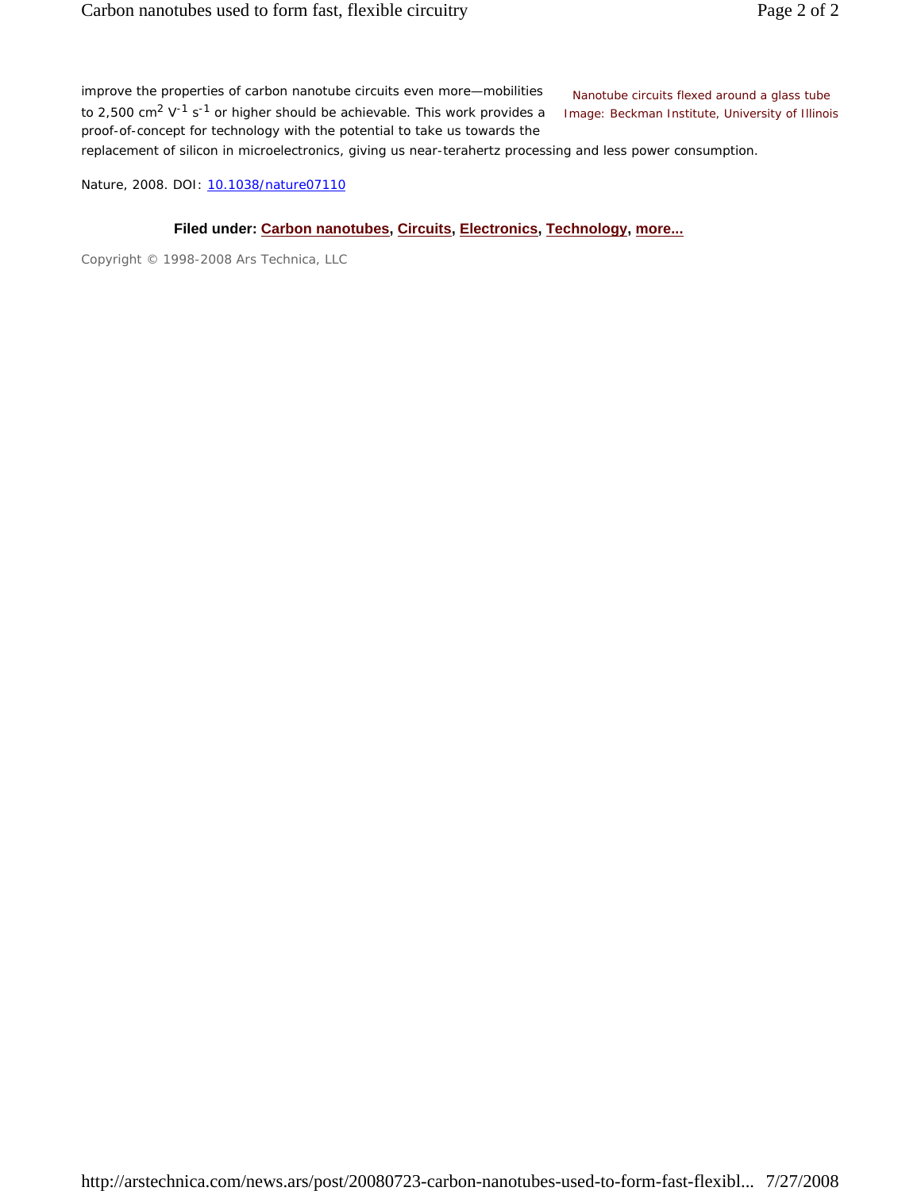improve the properties of carbon nanotube circuits even more—mobilities to 2,500 $cm^2 V^{-1} s^{-1}$ or higher should be achievable. This work provides a proof-of-concept for technology with the potential to take us towards the replacement of silicon in microelectronics, giving us near-terahertz processing and less power consumption.

Nanotube circuits flexed around a glass tube
Image: Beckman Institute, University of Illinois

Nature, 2008. DOI: 10.1038/nature07110

**Filed under: Carbon nanotubes, Circuits, Electronics, Technology, more...**

Copyright © 1998-2008 Ars Technica, LLC